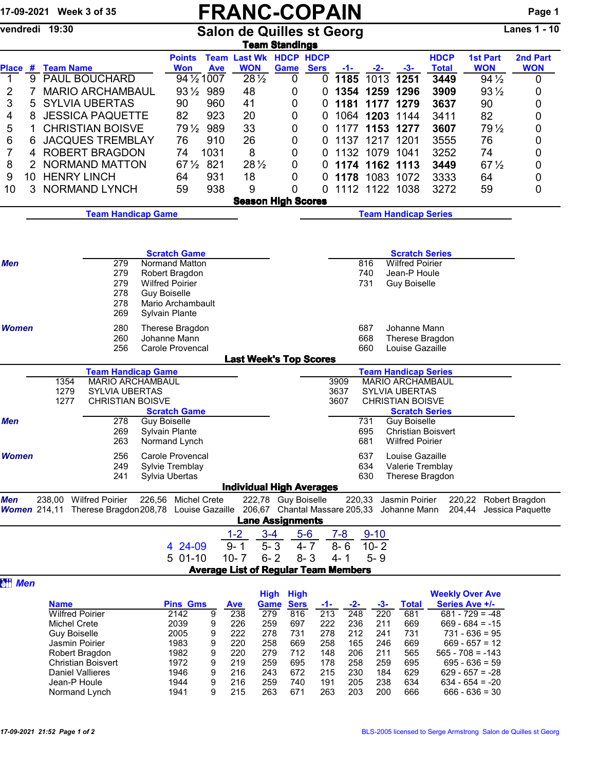17-09-2021 Week 3 of 35

# FRANC-COPAIN

vendredi 19:30

## Salon de Quilles st Georg

Lanes 1 - 10

### Team Standings

| Place | # | Team Name | Points Won | Team Ave | Last Wk WON | HDCP Game | HDCP Sers | -1- | -2- | -3- | HDCP Total | 1st Part WON | 2nd Part WON |
|---|---|---|---|---|---|---|---|---|---|---|---|---|---|
| 1 | 9 | PAUL BOUCHARD | 94 ½ | 1007 | 28 ½ | 0 | 0 | **1185** | 1013 | **1251** | **3449** | 94 ½ | 0 |
| 2 | 7 | MARIO ARCHAMBAUL | 93 ½ | 989 | 48 | 0 | 0 | **1354** | **1259** | **1296** | **3909** | 93 ½ | 0 |
| 3 | 5 | SYLVIA UBERTAS | 90 | 960 | 41 | 0 | 0 | **1181** | **1177** | **1279** | **3637** | 90 | 0 |
| 4 | 8 | JESSICA PAQUETTE | 82 | 923 | 20 | 0 | 0 | 1064 | **1203** | 1144 | 3411 | 82 | 0 |
| 5 | 1 | CHRISTIAN BOISVE | 79 ½ | 989 | 33 | 0 | 0 | 1177 | **1153** | **1277** | **3607** | 79 ½ | 0 |
| 6 | 6 | JACQUES TREMBLAY | 76 | 910 | 26 | 0 | 0 | 1137 | 1217 | 1201 | 3555 | 76 | 0 |
| 7 | 4 | ROBERT BRAGDON | 74 | 1031 | 8 | 0 | 0 | 1132 | 1079 | 1041 | 3252 | 74 | 0 |
| 8 | 2 | NORMAND MATTON | 67 ½ | 821 | 28 ½ | 0 | 0 | **1174** | **1162** | **1113** | **3449** | 67 ½ | 0 |
| 9 | 10 | HENRY LINCH | 64 | 931 | 18 | 0 | 0 | **1178** | 1083 | 1072 | 3333 | 64 | 0 |
| 10 | 3 | NORMAND LYNCH | 59 | 938 | 9 | 0 | 0 | 1112 | 1122 | 1038 | 3272 | 59 | 0 |

### Season High Scores

**Team Handicap Game**

**Team Handicap Series**

| | Scratch Game | | Scratch Series | |
|---|---|---|---|---|
| **Men** | 279 | Normand Matton | 816 | Wilfred Poirier |
| | 279 | Robert Bragdon | 740 | Jean-P Houle |
| | 279 | Wilfred Poirier | 731 | Guy Boiselle |
| | 278 | Guy Boiselle | | |
| | 278 | Mario Archambault | | |
| | 269 | Sylvain Plante | | |
| **Women** | 280 | Therese Bragdon | 687 | Johanne Mann |
| | 260 | Johanne Mann | 668 | Therese Bragdon |
| | 256 | Carole Provencal | 660 | Louise Gazaille |

### Last Week's Top Scores

| Team Handicap Game | | Team Handicap Series | |
|---|---|---|---|
| 1354 | MARIO ARCHAMBAUL | 3909 | MARIO ARCHAMBAUL |
| 1279 | SYLVIA UBERTAS | 3637 | SYLVIA UBERTAS |
| 1277 | CHRISTIAN BOISVE | 3607 | CHRISTIAN BOISVE |

| | Scratch Game | | Scratch Series | |
|---|---|---|---|---|
| **Men** | 278 | Guy Boiselle | 731 | Guy Boiselle |
| | 269 | Sylvain Plante | 695 | Christian Boisvert |
| | 263 | Normand Lynch | 681 | Wilfred Poirier |
| **Women** | 256 | Carole Provencal | 637 | Louise Gazaille |
| | 249 | Sylvie Tremblay | 634 | Valerie Tremblay |
| | 241 | Sylvia Ubertas | 630 | Therese Bragdon |

### Individual High Averages

**Men** 238,00 Wilfred Poirier 226,56 Michel Crete 222,78 Guy Boiselle 220,33 Jasmin Poirier 220,22 Robert Bragdon

**Women** 214,11 Therese Bragdon 208,78 Louise Gazaille 206,67 Chantal Massare 205,33 Johanne Mann 204,44 Jessica Paquette

### Lane Assignments

| | 1-2 | 3-4 | 5-6 | 7-8 | 9-10 |
|---|---|---|---|---|---|
| 4 24-09 | 9- 1 | 5- 3 | 4- 7 | 8- 6 | 10- 2 |
| 5 01-10 | 10- 7 | 6- 2 | 8- 3 | 4- 1 | 5- 9 |

### Average List of Regular Team Members

**Men**

| Name | Pins | Gms | Ave | High Game | High Sers | -1- | -2- | -3- | Total | Weekly Over Ave Series Ave +/- |
|---|---|---|---|---|---|---|---|---|---|---|
| Wilfred Poirier | 2142 | 9 | 238 | 279 | 816 | 213 | 248 | 220 | 681 | 681 - 729 = -48 |
| Michel Crete | 2039 | 9 | 226 | 259 | 697 | 222 | 236 | 211 | 669 | 669 - 684 = -15 |
| Guy Boiselle | 2005 | 9 | 222 | 278 | 731 | 278 | 212 | 241 | 731 | 731 - 636 = 95 |
| Jasmin Poirier | 1983 | 9 | 220 | 258 | 669 | 258 | 165 | 246 | 669 | 669 - 657 = 12 |
| Robert Bragdon | 1982 | 9 | 220 | 279 | 712 | 148 | 206 | 211 | 565 | 565 - 708 = -143 |
| Christian Boisvert | 1972 | 9 | 219 | 259 | 695 | 178 | 258 | 259 | 695 | 695 - 636 = 59 |
| Daniel Vallieres | 1946 | 9 | 216 | 243 | 672 | 215 | 230 | 184 | 629 | 629 - 657 = -28 |
| Jean-P Houle | 1944 | 9 | 216 | 259 | 740 | 191 | 205 | 238 | 634 | 634 - 654 = -20 |
| Normand Lynch | 1941 | 9 | 215 | 263 | 671 | 263 | 203 | 200 | 666 | 666 - 636 = 30 |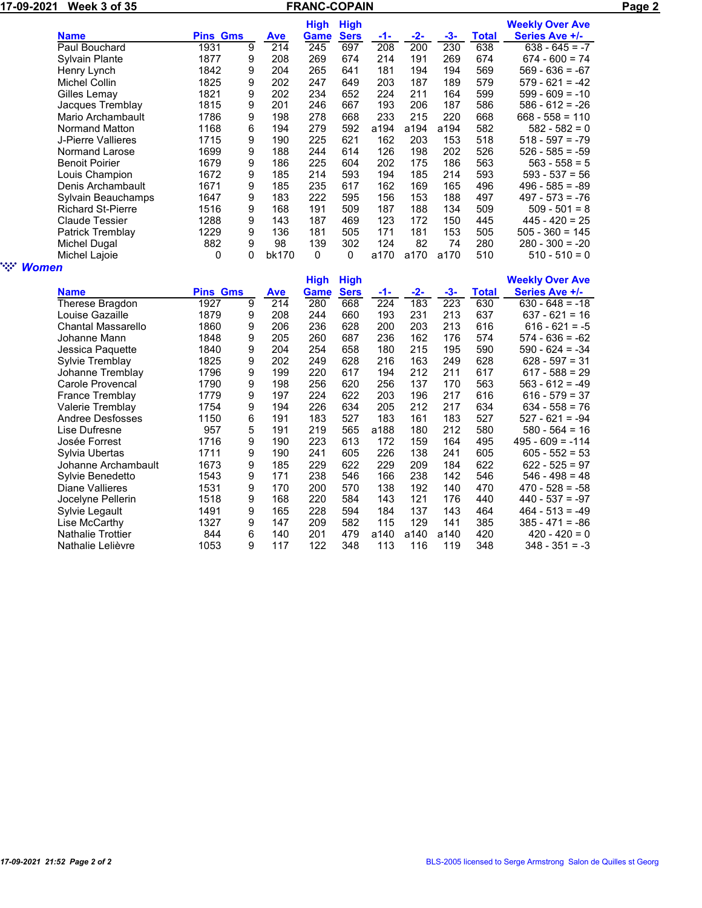| Name | Pins | Gms | Ave | High Game | High Sers | -1- | -2- | -3- | Total | Weekly Over Ave Series Ave +/- |
|---|---|---|---|---|---|---|---|---|---|---|
| Paul Bouchard | 1931 | 9 | 214 | 245 | 697 | 208 | 200 | 230 | 638 | 638 - 645 = -7 |
| Sylvain Plante | 1877 | 9 | 208 | 269 | 674 | 214 | 191 | 269 | 674 | 674 - 600 = 74 |
| Henry Lynch | 1842 | 9 | 204 | 265 | 641 | 181 | 194 | 194 | 569 | 569 - 636 = -67 |
| Michel Collin | 1825 | 9 | 202 | 247 | 649 | 203 | 187 | 189 | 579 | 579 - 621 = -42 |
| Gilles Lemay | 1821 | 9 | 202 | 234 | 652 | 224 | 211 | 164 | 599 | 599 - 609 = -10 |
| Jacques Tremblay | 1815 | 9 | 201 | 246 | 667 | 193 | 206 | 187 | 586 | 586 - 612 = -26 |
| Mario Archambault | 1786 | 9 | 198 | 278 | 668 | 233 | 215 | 220 | 668 | 668 - 558 = 110 |
| Normand Matton | 1168 | 6 | 194 | 279 | 592 | a194 | a194 | a194 | 582 | 582 - 582 = 0 |
| J-Pierre Vallieres | 1715 | 9 | 190 | 225 | 621 | 162 | 203 | 153 | 518 | 518 - 597 = -79 |
| Normand Larose | 1699 | 9 | 188 | 244 | 614 | 126 | 198 | 202 | 526 | 526 - 585 = -59 |
| Benoit Poirier | 1679 | 9 | 186 | 225 | 604 | 202 | 175 | 186 | 563 | 563 - 558 = 5 |
| Louis Champion | 1672 | 9 | 185 | 214 | 593 | 194 | 185 | 214 | 593 | 593 - 537 = 56 |
| Denis Archambault | 1671 | 9 | 185 | 235 | 617 | 162 | 169 | 165 | 496 | 496 - 585 = -89 |
| Sylvain Beauchamps | 1647 | 9 | 183 | 222 | 595 | 156 | 153 | 188 | 497 | 497 - 573 = -76 |
| Richard St-Pierre | 1516 | 9 | 168 | 191 | 509 | 187 | 188 | 134 | 509 | 509 - 501 = 8 |
| Claude Tessier | 1288 | 9 | 143 | 187 | 469 | 123 | 172 | 150 | 445 | 445 - 420 = 25 |
| Patrick Tremblay | 1229 | 9 | 136 | 181 | 505 | 171 | 181 | 153 | 505 | 505 - 360 = 145 |
| Michel Dugal | 882 | 9 | 98 | 139 | 302 | 124 | 82 | 74 | 280 | 280 - 300 = -20 |
| Michel Lajoie | 0 | 0 | bk170 | 0 | 0 | a170 | a170 | a170 | 510 | 510 - 510 = 0 |

## *Women*

| Name | Pins | Gms | Ave | High Game | High Sers | -1- | -2- | -3- | Total | Weekly Over Ave Series Ave +/- |
|---|---|---|---|---|---|---|---|---|---|---|
| Therese Bragdon | 1927 | 9 | 214 | 280 | 668 | 224 | 183 | 223 | 630 | 630 - 648 = -18 |
| Louise Gazaille | 1879 | 9 | 208 | 244 | 660 | 193 | 231 | 213 | 637 | 637 - 621 = 16 |
| Chantal Massarello | 1860 | 9 | 206 | 236 | 628 | 200 | 203 | 213 | 616 | 616 - 621 = -5 |
| Johanne Mann | 1848 | 9 | 205 | 260 | 687 | 236 | 162 | 176 | 574 | 574 - 636 = -62 |
| Jessica Paquette | 1840 | 9 | 204 | 254 | 658 | 180 | 215 | 195 | 590 | 590 - 624 = -34 |
| Sylvie Tremblay | 1825 | 9 | 202 | 249 | 628 | 216 | 163 | 249 | 628 | 628 - 597 = 31 |
| Johanne Tremblay | 1796 | 9 | 199 | 220 | 617 | 194 | 212 | 211 | 617 | 617 - 588 = 29 |
| Carole Provencal | 1790 | 9 | 198 | 256 | 620 | 256 | 137 | 170 | 563 | 563 - 612 = -49 |
| France Tremblay | 1779 | 9 | 197 | 224 | 622 | 203 | 196 | 217 | 616 | 616 - 579 = 37 |
| Valerie Tremblay | 1754 | 9 | 194 | 226 | 634 | 205 | 212 | 217 | 634 | 634 - 558 = 76 |
| Andree Desfosses | 1150 | 6 | 191 | 183 | 527 | 183 | 161 | 183 | 527 | 527 - 621 = -94 |
| Lise Dufresne | 957 | 5 | 191 | 219 | 565 | a188 | 180 | 212 | 580 | 580 - 564 = 16 |
| Josée Forrest | 1716 | 9 | 190 | 223 | 613 | 172 | 159 | 164 | 495 | 495 - 609 = -114 |
| Sylvia Ubertas | 1711 | 9 | 190 | 241 | 605 | 226 | 138 | 241 | 605 | 605 - 552 = 53 |
| Johanne Archambault | 1673 | 9 | 185 | 229 | 622 | 229 | 209 | 184 | 622 | 622 - 525 = 97 |
| Sylvie Benedetto | 1543 | 9 | 171 | 238 | 546 | 166 | 238 | 142 | 546 | 546 - 498 = 48 |
| Diane Vallieres | 1531 | 9 | 170 | 200 | 570 | 138 | 192 | 140 | 470 | 470 - 528 = -58 |
| Jocelyne Pellerin | 1518 | 9 | 168 | 220 | 584 | 143 | 121 | 176 | 440 | 440 - 537 = -97 |
| Sylvie Legault | 1491 | 9 | 165 | 228 | 594 | 184 | 137 | 143 | 464 | 464 - 513 = -49 |
| Lise McCarthy | 1327 | 9 | 147 | 209 | 582 | 115 | 129 | 141 | 385 | 385 - 471 = -86 |
| Nathalie Trottier | 844 | 6 | 140 | 201 | 479 | a140 | a140 | a140 | 420 | 420 - 420 = 0 |
| Nathalie Lelièvre | 1053 | 9 | 117 | 122 | 348 | 113 | 116 | 119 | 348 | 348 - 351 = -3 |

BLS-2005 licensed to Serge Armstrong Salon de Quilles st Georg